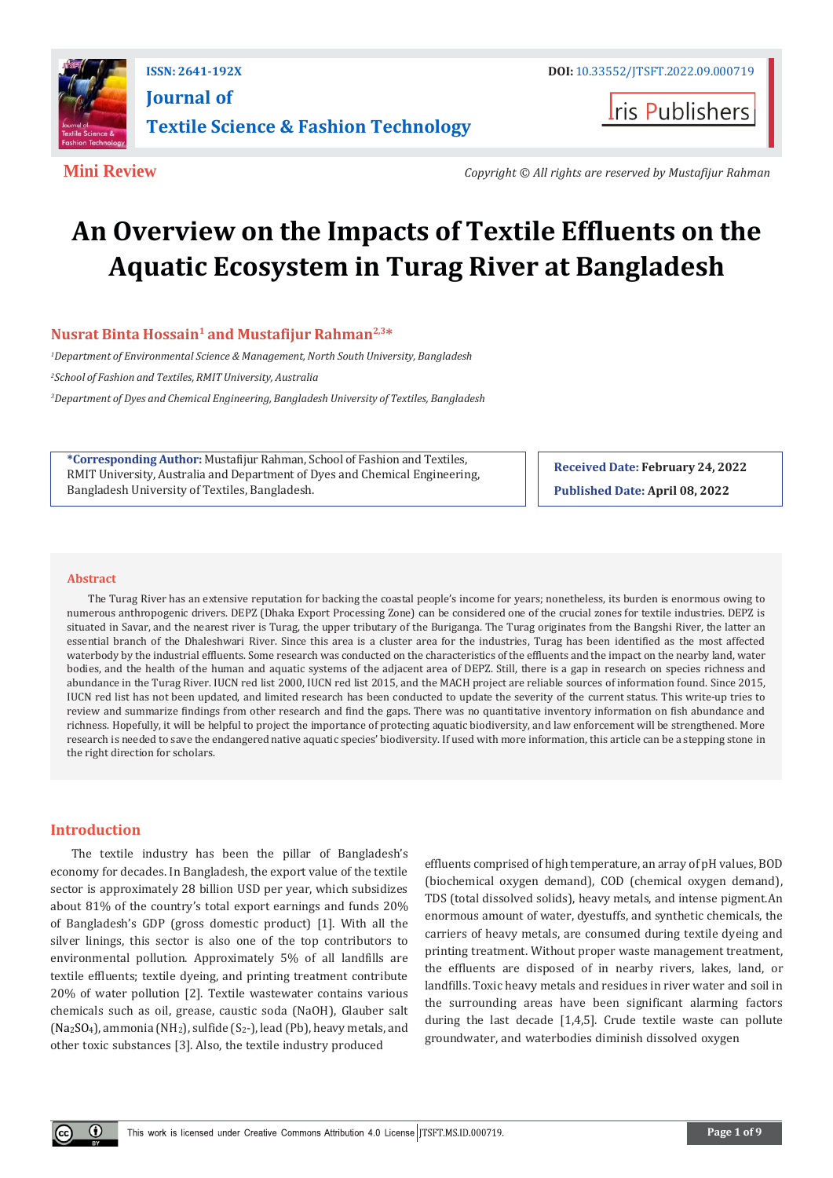ISSN: 2641-192X

DOI: 10.33552/JTSFT.2022.09.000719

# Journal of Textile Science & Fashion Technology

Iris Publishers

**Mini Review**

*Copyright © All rights are reserved by Mustafijur Rahman*

# An Overview on the Impacts of Textile Effluents on the Aquatic Ecosystem in Turag River at Bangladesh

**Nusrat Binta Hossain[1] and Mustafijur Rahman[2,3]***

*[1]Department of Environmental Science & Management, North South University, Bangladesh*

*[2]School of Fashion and Textiles, RMIT University, Australia*

*[3]Department of Dyes and Chemical Engineering, Bangladesh University of Textiles, Bangladesh*

**\*Corresponding Author:** Mustafijur Rahman, School of Fashion and Textiles, RMIT University, Australia and Department of Dyes and Chemical Engineering, Bangladesh University of Textiles, Bangladesh.

**Received Date:** February 24, 2022

**Published Date:** April 08, 2022

## Abstract

The Turag River has an extensive reputation for backing the coastal people's income for years; nonetheless, its burden is enormous owing to numerous anthropogenic drivers. DEPZ (Dhaka Export Processing Zone) can be considered one of the crucial zones for textile industries. DEPZ is situated in Savar, and the nearest river is Turag, the upper tributary of the Buriganga. The Turag originates from the Bangshi River, the latter an essential branch of the Dhaleshwari River. Since this area is a cluster area for the industries, Turag has been identified as the most affected waterbody by the industrial effluents. Some research was conducted on the characteristics of the effluents and the impact on the nearby land, water bodies, and the health of the human and aquatic systems of the adjacent area of DEPZ. Still, there is a gap in research on species richness and abundance in the Turag River. IUCN red list 2000, IUCN red list 2015, and the MACH project are reliable sources of information found. Since 2015, IUCN red list has not been updated, and limited research has been conducted to update the severity of the current status. This write-up tries to review and summarize findings from other research and find the gaps. There was no quantitative inventory information on fish abundance and richness. Hopefully, it will be helpful to project the importance of protecting aquatic biodiversity, and law enforcement will be strengthened. More research is needed to save the endangered native aquatic species' biodiversity. If used with more information, this article can be a stepping stone in the right direction for scholars.

## Introduction

The textile industry has been the pillar of Bangladesh's economy for decades. In Bangladesh, the export value of the textile sector is approximately 28 billion USD per year, which subsidizes about 81% of the country's total export earnings and funds 20% of Bangladesh's GDP (gross domestic product) [1]. With all the silver linings, this sector is also one of the top contributors to environmental pollution. Approximately 5% of all landfills are textile effluents; textile dyeing, and printing treatment contribute 20% of water pollution [2]. Textile wastewater contains various chemicals such as oil, grease, caustic soda (NaOH), Glauber salt ($Na_2SO_4$), ammonia ($NH_2$), sulfide ($S_2$-), lead (Pb), heavy metals, and other toxic substances [3]. Also, the textile industry produced effluents comprised of high temperature, an array of pH values, BOD (biochemical oxygen demand), COD (chemical oxygen demand), TDS (total dissolved solids), heavy metals, and intense pigment.An enormous amount of water, dyestuffs, and synthetic chemicals, the carriers of heavy metals, are consumed during textile dyeing and printing treatment. Without proper waste management treatment, the effluents are disposed of in nearby rivers, lakes, land, or landfills. Toxic heavy metals and residues in river water and soil in the surrounding areas have been significant alarming factors during the last decade [1,4,5]. Crude textile waste can pollute groundwater, and waterbodies diminish dissolved oxygen

This work is licensed under Creative Commons Attribution 4.0 License JTSFT.MS.ID.000719.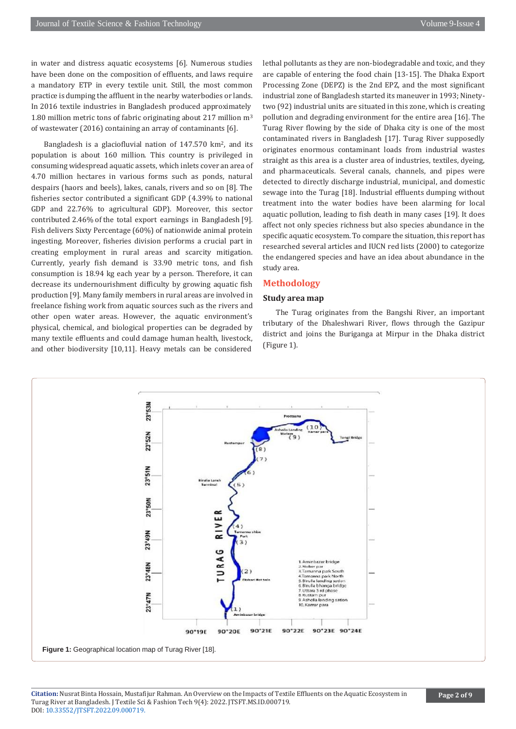in water and distress aquatic ecosystems [6]. Numerous studies have been done on the composition of effluents, and laws require a mandatory ETP in every textile unit. Still, the most common practice is dumping the affluent in the nearby waterbodies or lands. In 2016 textile industries in Bangladesh produced approximately 1.80 million metric tons of fabric originating about 217 million $m^3$ of wastewater (2016) containing an array of contaminants [6].

Bangladesh is a glaciofluvial nation of 147.570 $km^2$, and its population is about 160 million. This country is privileged in consuming widespread aquatic assets, which inlets cover an area of 4.70 million hectares in various forms such as ponds, natural despairs (haors and beels), lakes, canals, rivers and so on [8]. The fisheries sector contributed a significant GDP (4.39% to national GDP and 22.76% to agricultural GDP). Moreover, this sector contributed 2.46% of the total export earnings in Bangladesh [9]. Fish delivers Sixty Percentage (60%) of nationwide animal protein ingesting. Moreover, fisheries division performs a crucial part in creating employment in rural areas and scarcity mitigation. Currently, yearly fish demand is 33.90 metric tons, and fish consumption is 18.94 kg each year by a person. Therefore, it can decrease its undernourishment difficulty by growing aquatic fish production [9]. Many family members in rural areas are involved in freelance fishing work from aquatic sources such as the rivers and other open water areas. However, the aquatic environment's physical, chemical, and biological properties can be degraded by many textile effluents and could damage human health, livestock, and other biodiversity [10,11]. Heavy metals can be considered lethal pollutants as they are non-biodegradable and toxic, and they are capable of entering the food chain [13-15]. The Dhaka Export Processing Zone (DEPZ) is the 2nd EPZ, and the most significant industrial zone of Bangladesh started its maneuver in 1993; Ninety-two (92) industrial units are situated in this zone, which is creating pollution and degrading environment for the entire area [16]. The Turag River flowing by the side of Dhaka city is one of the most contaminated rivers in Bangladesh [17]. Turag River supposedly originates enormous contaminant loads from industrial wastes straight as this area is a cluster area of industries, textiles, dyeing, and pharmaceuticals. Several canals, channels, and pipes were detected to directly discharge industrial, municipal, and domestic sewage into the Turag [18]. Industrial effluents dumping without treatment into the water bodies have been alarming for local aquatic pollution, leading to fish death in many cases [19]. It does affect not only species richness but also species abundance in the specific aquatic ecosystem. To compare the situation, this report has researched several articles and IUCN red lists (2000) to categorize the endangered species and have an idea about abundance in the study area.

## Methodology

### Study area map

The Turag originates from the Bangshi River, an important tributary of the Dhaleshwari River, flows through the Gazipur district and joins the Buriganga at Mirpur in the Dhaka district (Figure 1).

23°53N
23°52N
23°51N
23°50N
23°49N
23°48N
23°47N
90°19E 90°20E 90°21E 90°22E 90°23E 90°24E

TURAG RIVER

Prottasha
Asholia Landing Station
Kamar para
Tongi Bridge
Rustampur
Birulia Lanch Terminal
Tamanna shiba Park
Dhihari Bot tola
Aminbazar bridge

(1) (2) (3) (4) (5) (6) (7) (8) (9) (10)

1. Aminbazar bridge
2. Nober par
3. Tamanna park South
4. Tamanna park North
5. Birulia landing sation
6. Birulia bhanga bridge
7. Uttara 3 rd phase
8. Rustam pur
9. Ashulia landing sation
10. Kamar para

**Figure 1:** Geographical location map of Turag River [18].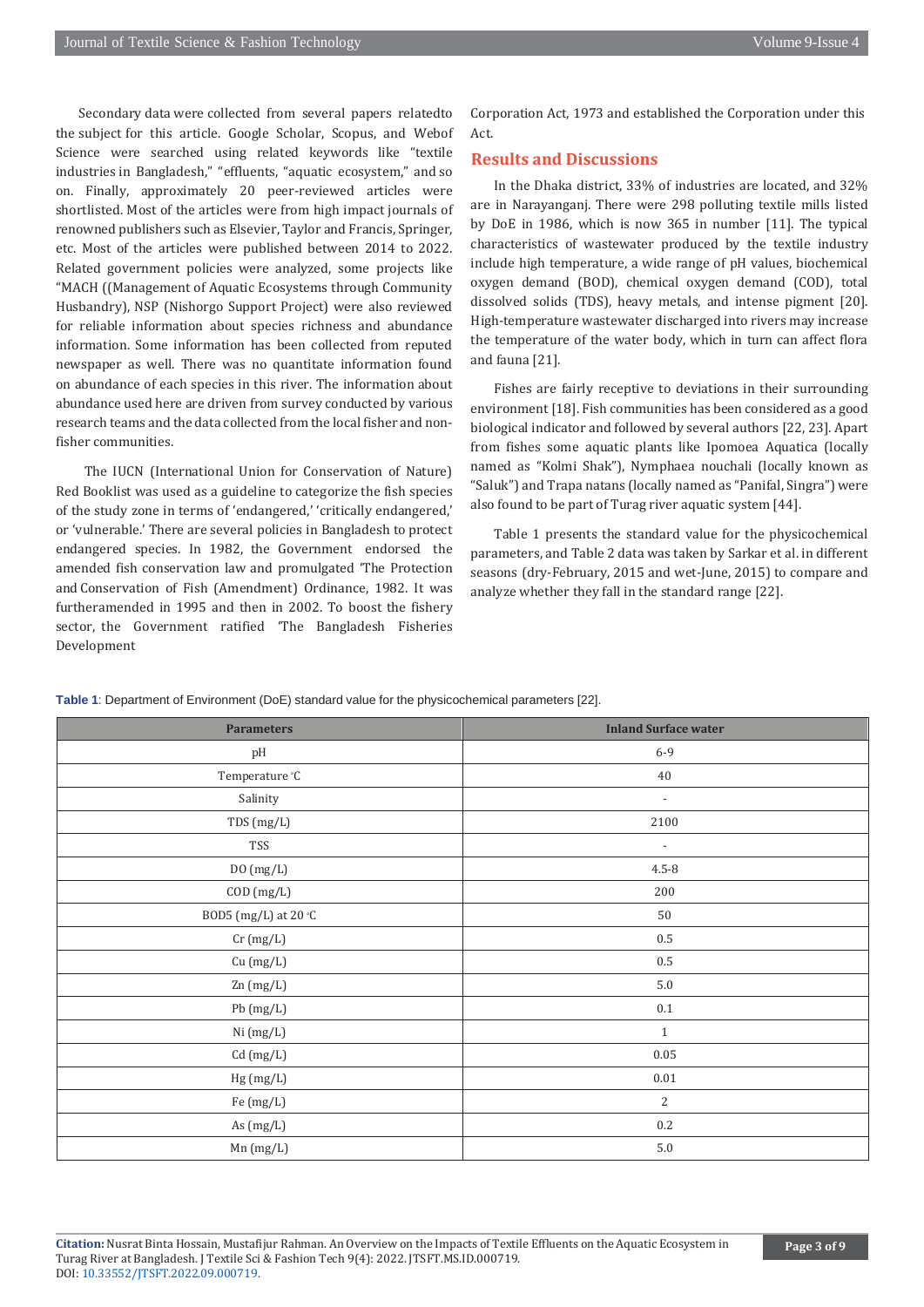Secondary data were collected from several papers relatedto the subject for this article. Google Scholar, Scopus, and Webof Science were searched using related keywords like "textile industries in Bangladesh," "effluents," "aquatic ecosystem," and so on. Finally, approximately 20 peer-reviewed articles were shortlisted. Most of the articles were from high impact journals of renowned publishers such as Elsevier, Taylor and Francis, Springer, etc. Most of the articles were published between 2014 to 2022. Related government policies were analyzed, some projects like "MACH ((Management of Aquatic Ecosystems through Community Husbandry), NSP (Nishorgo Support Project) were also reviewed for reliable information about species richness and abundance information. Some information has been collected from reputed newspaper as well. There was no quantitate information found on abundance of each species in this river. The information about abundance used here are driven from survey conducted by various research teams and the data collected from the local fisher and non-fisher communities.

The IUCN (International Union for Conservation of Nature) Red Booklist was used as a guideline to categorize the fish species of the study zone in terms of 'endangered,' 'critically endangered,' or 'vulnerable.' There are several policies in Bangladesh to protect endangered species. In 1982, the Government endorsed the amended fish conservation law and promulgated 'The Protection and Conservation of Fish (Amendment) Ordinance, 1982. It was furtheramended in 1995 and then in 2002. To boost the fishery sector, the Government ratified 'The Bangladesh Fisheries Development Corporation Act, 1973 and established the Corporation under this Act.

## Results and Discussions

In the Dhaka district, 33% of industries are located, and 32% are in Narayanganj. There were 298 polluting textile mills listed by DoE in 1986, which is now 365 in number [11]. The typical characteristics of wastewater produced by the textile industry include high temperature, a wide range of pH values, biochemical oxygen demand (BOD), chemical oxygen demand (COD), total dissolved solids (TDS), heavy metals, and intense pigment [20]. High-temperature wastewater discharged into rivers may increase the temperature of the water body, which in turn can affect flora and fauna [21].

Fishes are fairly receptive to deviations in their surrounding environment [18]. Fish communities has been considered as a good biological indicator and followed by several authors [22, 23]. Apart from fishes some aquatic plants like Ipomoea Aquatica (locally named as "Kolmi Shak"), Nymphaea nouchali (locally known as "Saluk") and Trapa natans (locally named as "Panifal, Singra") were also found to be part of Turag river aquatic system [44].

Table 1 presents the standard value for the physicochemical parameters, and Table 2 data was taken by Sarkar et al. in different seasons (dry-February, 2015 and wet-June, 2015) to compare and analyze whether they fall in the standard range [22].

**Table 1**: Department of Environment (DoE) standard value for the physicochemical parameters [22].

| Parameters | Inland Surface water |
|---|---|
| pH | 6-9 |
| Temperature °C | 40 |
| Salinity | - |
| TDS (mg/L) | 2100 |
| TSS | - |
| DO (mg/L) | 4.5-8 |
| COD (mg/L) | 200 |
| BOD5 (mg/L) at 20 °C | 50 |
| Cr (mg/L) | 0.5 |
| Cu (mg/L) | 0.5 |
| Zn (mg/L) | 5.0 |
| Pb (mg/L) | 0.1 |
| Ni (mg/L) | 1 |
| Cd (mg/L) | 0.05 |
| Hg (mg/L) | 0.01 |
| Fe (mg/L) | 2 |
| As (mg/L) | 0.2 |
| Mn (mg/L) | 5.0 |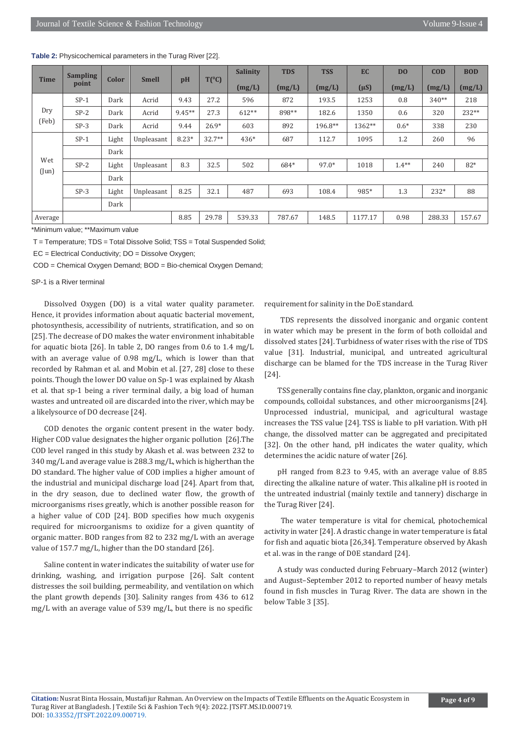**Table 2:** Physicochemical parameters in the Turag River [22].

| Time | Sampling point | Color | Smell | pH | T(°C) | Salinity (mg/L) | TDS (mg/L) | TSS (mg/L) | EC (μS) | DO (mg/L) | COD (mg/L) | BOD (mg/L) |
|---|---|---|---|---|---|---|---|---|---|---|---|---|
| Dry (Feb) | SP-1 | Dark | Acrid | 9.43 | 27.2 | 596 | 872 | 193.5 | 1253 | 0.8 | 340** | 218 |
| | SP-2 | Dark | Acrid | 9.45** | 27.3 | 612** | 898** | 182.6 | 1350 | 0.6 | 320 | 232** |
| | SP-3 | Dark | Acrid | 9.44 | 26.9* | 603 | 892 | 196.8** | 1362** | 0.6* | 338 | 230 |
| Wet (Jun) | SP-1 | Light | Unpleasant | 8.23* | 32.7** | 436* | 687 | 112.7 | 1095 | 1.2 | 260 | 96 |
| | | Dark | | | | | | | | | | |
| | SP-2 | Light | Unpleasant | 8.3 | 32.5 | 502 | 684* | 97.0* | 1018 | 1.4** | 240 | 82* |
| | | Dark | | | | | | | | | | |
| | SP-3 | Light | Unpleasant | 8.25 | 32.1 | 487 | 693 | 108.4 | 985* | 1.3 | 232* | 88 |
| | | Dark | | | | | | | | | | |
| Average | | | | 8.85 | 29.78 | 539.33 | 787.67 | 148.5 | 1177.17 | 0.98 | 288.33 | 157.67 |

*Minimum value; **Maximum value

T = Temperature; TDS = Total Dissolve Solid; TSS = Total Suspended Solid;

EC = Electrical Conductivity; DO = Dissolve Oxygen;

COD = Chemical Oxygen Demand; BOD = Bio-chemical Oxygen Demand;

SP-1 is a River terminal

Dissolved Oxygen (DO) is a vital water quality parameter. Hence, it provides information about aquatic bacterial movement, photosynthesis, accessibility of nutrients, stratification, and so on [25]. The decrease of DO makes the water environment inhabitable for aquatic biota [26]. In table 2, DO ranges from 0.6 to 1.4 mg/L with an average value of 0.98 mg/L, which is lower than that recorded by Rahman et al. and Mobin et al. [27, 28] close to these points. Though the lower DO value on Sp-1 was explained by Akash et al. that sp-1 being a river terminal daily, a big load of human wastes and untreated oil are discarded into the river, which may be a likelysource of DO decrease [24].

COD denotes the organic content present in the water body. Higher COD value designates the higher organic pollution [26].The COD level ranged in this study by Akash et al. was between 232 to 340 mg/L and average value is 288.3 mg/L, which is higherthan the DO standard. The higher value of COD implies a higher amount of the industrial and municipal discharge load [24]. Apart from that, in the dry season, due to declined water flow, the growth of microorganisms rises greatly, which is another possible reason for a higher value of COD [24]. BOD specifies how much oxygenis required for microorganisms to oxidize for a given quantity of organic matter. BOD ranges from 82 to 232 mg/L with an average value of 157.7 mg/L, higher than the DO standard [26].

Saline content in water indicates the suitability of water use for drinking, washing, and irrigation purpose [26]. Salt content distresses the soil building, permeability, and ventilation on which the plant growth depends [30]. Salinity ranges from 436 to 612 mg/L with an average value of 539 mg/L, but there is no specific requirement for salinity in the DoE standard.

TDS represents the dissolved inorganic and organic content in water which may be present in the form of both colloidal and dissolved states [24]. Turbidness of water rises with the rise of TDS value [31]. Industrial, municipal, and untreated agricultural discharge can be blamed for the TDS increase in the Turag River [24].

TSS generally contains fine clay, plankton, organic and inorganic compounds, colloidal substances, and other microorganisms [24]. Unprocessed industrial, municipal, and agricultural wastage increases the TSS value [24]. TSS is liable to pH variation. With pH change, the dissolved matter can be aggregated and precipitated [32]. On the other hand, pH indicates the water quality, which determines the acidic nature of water [26].

pH ranged from 8.23 to 9.45, with an average value of 8.85 directing the alkaline nature of water. This alkaline pH is rooted in the untreated industrial (mainly textile and tannery) discharge in the Turag River [24].

The water temperature is vital for chemical, photochemical activity in water [24]. A drastic change in water temperature is fatal for fish and aquatic biota [26,34]. Temperature observed by Akash et al. was in the range of D0E standard [24].

A study was conducted during February–March 2012 (winter) and August–September 2012 to reported number of heavy metals found in fish muscles in Turag River. The data are shown in the below Table 3 [35].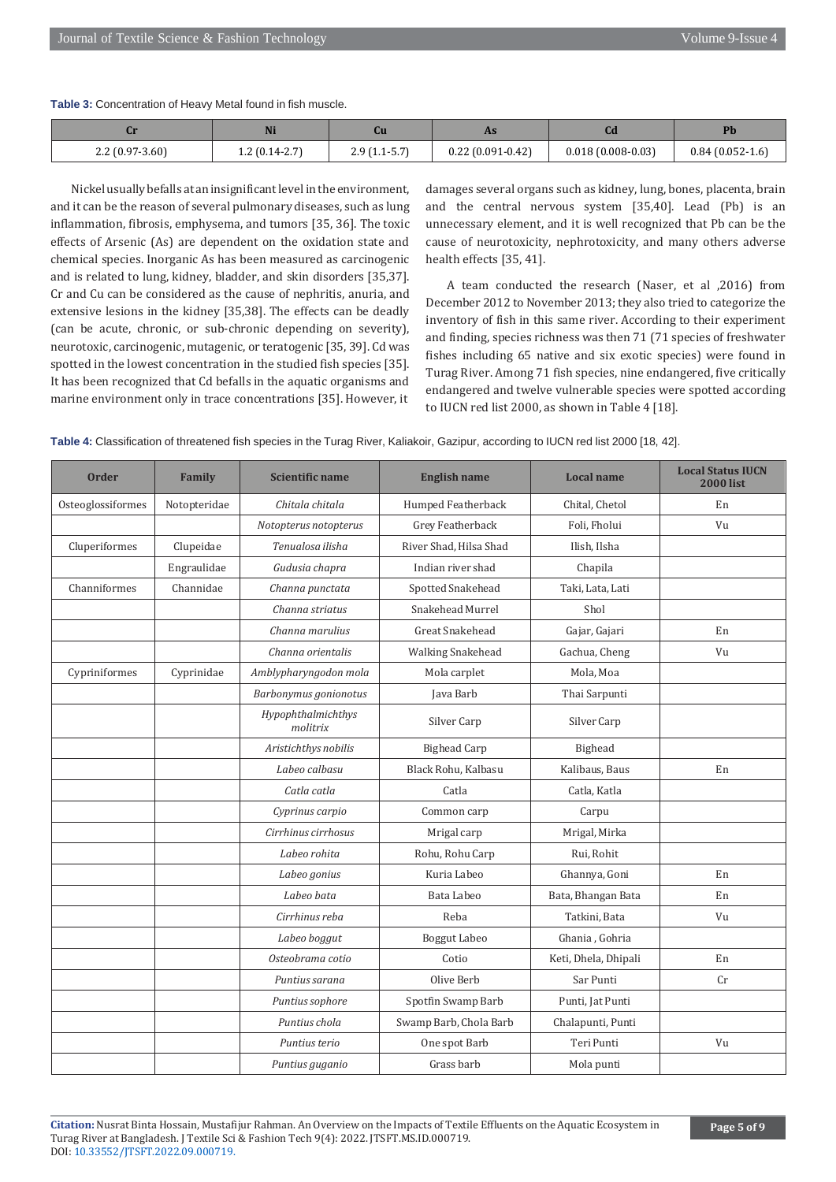**Table 3:** Concentration of Heavy Metal found in fish muscle.

| Cr | Ni | Cu | As | Cd | Pb |
|---|---|---|---|---|---|
| 2.2 (0.97-3.60) | 1.2 (0.14-2.7) | 2.9 (1.1-5.7) | 0.22 (0.091-0.42) | 0.018 (0.008-0.03) | 0.84 (0.052-1.6) |

Nickel usually befalls at an insignificant level in the environment, and it can be the reason of several pulmonary diseases, such as lung inflammation, fibrosis, emphysema, and tumors [35, 36]. The toxic effects of Arsenic (As) are dependent on the oxidation state and chemical species. Inorganic As has been measured as carcinogenic and is related to lung, kidney, bladder, and skin disorders [35,37]. Cr and Cu can be considered as the cause of nephritis, anuria, and extensive lesions in the kidney [35,38]. The effects can be deadly (can be acute, chronic, or sub-chronic depending on severity), neurotoxic, carcinogenic, mutagenic, or teratogenic [35, 39]. Cd was spotted in the lowest concentration in the studied fish species [35]. It has been recognized that Cd befalls in the aquatic organisms and marine environment only in trace concentrations [35]. However, it damages several organs such as kidney, lung, bones, placenta, brain and the central nervous system [35,40]. Lead (Pb) is an unnecessary element, and it is well recognized that Pb can be the cause of neurotoxicity, nephrotoxicity, and many others adverse health effects [35, 41].

A team conducted the research (Naser, et al ,2016) from December 2012 to November 2013; they also tried to categorize the inventory of fish in this same river. According to their experiment and finding, species richness was then 71 (71 species of freshwater fishes including 65 native and six exotic species) were found in Turag River. Among 71 fish species, nine endangered, five critically endangered and twelve vulnerable species were spotted according to IUCN red list 2000, as shown in Table 4 [18].

**Table 4:** Classification of threatened fish species in the Turag River, Kaliakoir, Gazipur, according to IUCN red list 2000 [18, 42].

| Order | Family | Scientific name | English name | Local name | Local Status IUCN 2000 list |
|---|---|---|---|---|---|
| Osteoglossiformes | Notopteridae | *Chitala chitala* | Humped Featherback | Chital, Chetol | En |
| | | *Notopterus notopterus* | Grey Featherback | Foli, Fholui | Vu |
| Cluperiformes | Clupeidae | *Tenualosa ilisha* | River Shad, Hilsa Shad | Ilish, Ilsha | |
| | Engraulidae | *Gudusia chapra* | Indian river shad | Chapila | |
| Channiformes | Channidae | *Channa punctata* | Spotted Snakehead | Taki, Lata, Lati | |
| | | *Channa striatus* | Snakehead Murrel | Shol | |
| | | *Channa marulius* | Great Snakehead | Gajar, Gajari | En |
| | | *Channa orientalis* | Walking Snakehead | Gachua, Cheng | Vu |
| Cypriniformes | Cyprinidae | *Amblypharyngodon mola* | Mola carplet | Mola, Moa | |
| | | *Barbonymus gonionotus* | Java Barb | Thai Sarpunti | |
| | | *Hypophthalmichthys molitrix* | Silver Carp | Silver Carp | |
| | | *Aristichthys nobilis* | Bighead Carp | Bighead | |
| | | *Labeo calbasu* | Black Rohu, Kalbasu | Kalibaus, Baus | En |
| | | *Catla catla* | Catla | Catla, Katla | |
| | | *Cyprinus carpio* | Common carp | Carpu | |
| | | *Cirrhinus cirrhosus* | Mrigal carp | Mrigal, Mirka | |
| | | *Labeo rohita* | Rohu, Rohu Carp | Rui, Rohit | |
| | | *Labeo gonius* | Kuria Labeo | Ghannya, Goni | En |
| | | *Labeo bata* | Bata Labeo | Bata, Bhangan Bata | En |
| | | *Cirrhinus reba* | Reba | Tatkini, Bata | Vu |
| | | *Labeo boggut* | Boggut Labeo | Ghania , Gohria | |
| | | *Osteobrama cotio* | Cotio | Keti, Dhela, Dhipali | En |
| | | *Puntius sarana* | Olive Berb | Sar Punti | Cr |
| | | *Puntius sophore* | Spotfin Swamp Barb | Punti, Jat Punti | |
| | | *Puntius chola* | Swamp Barb, Chola Barb | Chalapunti, Punti | |
| | | *Puntius terio* | One spot Barb | Teri Punti | Vu |
| | | *Puntius guganio* | Grass barb | Mola punti | |

**Citation:** Nusrat Binta Hossain, Mustafijur Rahman. An Overview on the Impacts of Textile Effluents on the Aquatic Ecosystem in Turag River at Bangladesh. J Textile Sci & Fashion Tech 9(4): 2022. JTSFT.MS.ID.000719. DOI: 10.33552/JTSFT.2022.09.000719.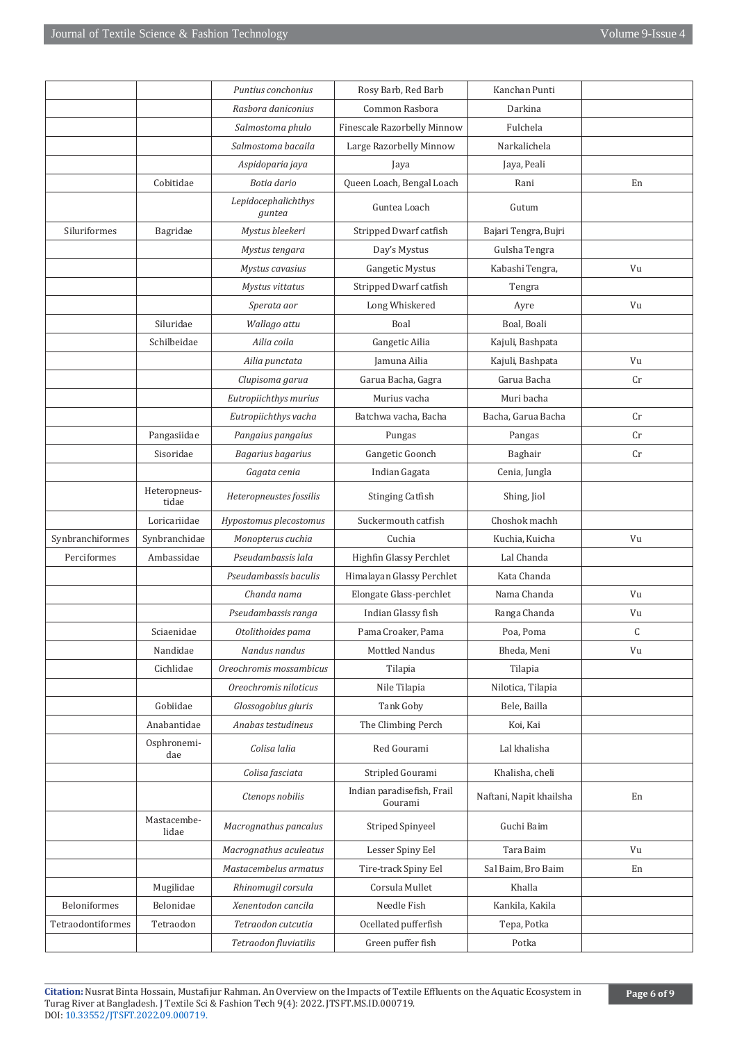| | | | | | |
|---|---|---|---|---|---|
| | | *Puntius conchonius* | Rosy Barb, Red Barb | Kanchan Punti | |
| | | *Rasbora daniconius* | Common Rasbora | Darkina | |
| | | *Salmostoma phulo* | Finescale Razorbelly Minnow | Fulchela | |
| | | *Salmostoma bacaila* | Large Razorbelly Minnow | Narkalichela | |
| | | *Aspidoparia jaya* | Jaya | Jaya, Peali | |
| | Cobitidae | *Botia dario* | Queen Loach, Bengal Loach | Rani | En |
| | | *Lepidocephalichthys guntea* | Guntea Loach | Gutum | |
| Siluriformes | Bagridae | *Mystus bleekeri* | Stripped Dwarf catfish | Bajari Tengra, Bujri | |
| | | *Mystus tengara* | Day's Mystus | Gulsha Tengra | |
| | | *Mystus cavasius* | Gangetic Mystus | Kabashi Tengra, | Vu |
| | | *Mystus vittatus* | Stripped Dwarf catfish | Tengra | |
| | | *Sperata aor* | Long Whiskered | Ayre | Vu |
| | Siluridae | *Wallago attu* | Boal | Boal, Boali | |
| | Schilbeidae | *Ailia coila* | Gangetic Ailia | Kajuli, Bashpata | |
| | | *Ailia punctata* | Jamuna Ailia | Kajuli, Bashpata | Vu |
| | | *Clupisoma garua* | Garua Bacha, Gagra | Garua Bacha | Cr |
| | | *Eutropiichthys murius* | Murius vacha | Muri bacha | |
| | | *Eutropiichthys vacha* | Batchwa vacha, Bacha | Bacha, Garua Bacha | Cr |
| | Pangasiidae | *Pangaius pangaius* | Pungas | Pangas | Cr |
| | Sisoridae | *Bagarius bagarius* | Gangetic Goonch | Baghair | Cr |
| | | *Gagata cenia* | Indian Gagata | Cenia, Jungla | |
| | Heteropneus-tidae | *Heteropneustes fossilis* | Stinging Catfish | Shing, Jiol | |
| | Loricariidae | *Hypostomus plecostomus* | Suckermouth catfish | Choshok machh | |
| Synbranchiformes | Synbranchidae | *Monopterus cuchia* | Cuchia | Kuchia, Kuicha | Vu |
| Perciformes | Ambassidae | *Pseudambassis lala* | Highfin Glassy Perchlet | Lal Chanda | |
| | | *Pseudambassis baculis* | Himalayan Glassy Perchlet | Kata Chanda | |
| | | *Chanda nama* | Elongate Glass-perchlet | Nama Chanda | Vu |
| | | *Pseudambassis ranga* | Indian Glassy fish | Ranga Chanda | Vu |
| | Sciaenidae | *Otolithoides pama* | Pama Croaker, Pama | Poa, Poma | C |
| | Nandidae | *Nandus nandus* | Mottled Nandus | Bheda, Meni | Vu |
| | Cichlidae | *Oreochromis mossambicus* | Tilapia | Tilapia | |
| | | *Oreochromis niloticus* | Nile Tilapia | Nilotica, Tilapia | |
| | Gobiidae | *Glossogobius giuris* | Tank Goby | Bele, Bailla | |
| | Anabantidae | *Anabas testudineus* | The Climbing Perch | Koi, Kai | |
| | Osphronemi-dae | *Colisa lalia* | Red Gourami | Lal khalisha | |
| | | *Colisa fasciata* | Stripled Gourami | Khalisha, cheli | |
| | | *Ctenops nobilis* | Indian paradisefish, Frail Gourami | Naftani, Napit khailsha | En |
| | Mastacembe-lidae | *Macrognathus pancalus* | Striped Spinyeel | Guchi Baim | |
| | | *Macrognathus aculeatus* | Lesser Spiny Eel | Tara Baim | Vu |
| | | *Mastacembelus armatus* | Tire-track Spiny Eel | Sal Baim, Bro Baim | En |
| | Mugilidae | *Rhinomugil corsula* | Corsula Mullet | Khalla | |
| Beloniformes | Belonidae | *Xenentodon cancila* | Needle Fish | Kankila, Kakila | |
| Tetraodontiformes | Tetraodon | *Tetraodon cutcutia* | Ocellated pufferfish | Tepa, Potka | |
| | | *Tetraodon fluviatilis* | Green puffer fish | Potka | |

**Citation:** Nusrat Binta Hossain, Mustafijur Rahman. An Overview on the Impacts of Textile Effluents on the Aquatic Ecosystem in Turag River at Bangladesh. J Textile Sci & Fashion Tech 9(4): 2022. JTSFT.MS.ID.000719. DOI: 10.33552/JTSFT.2022.09.000719.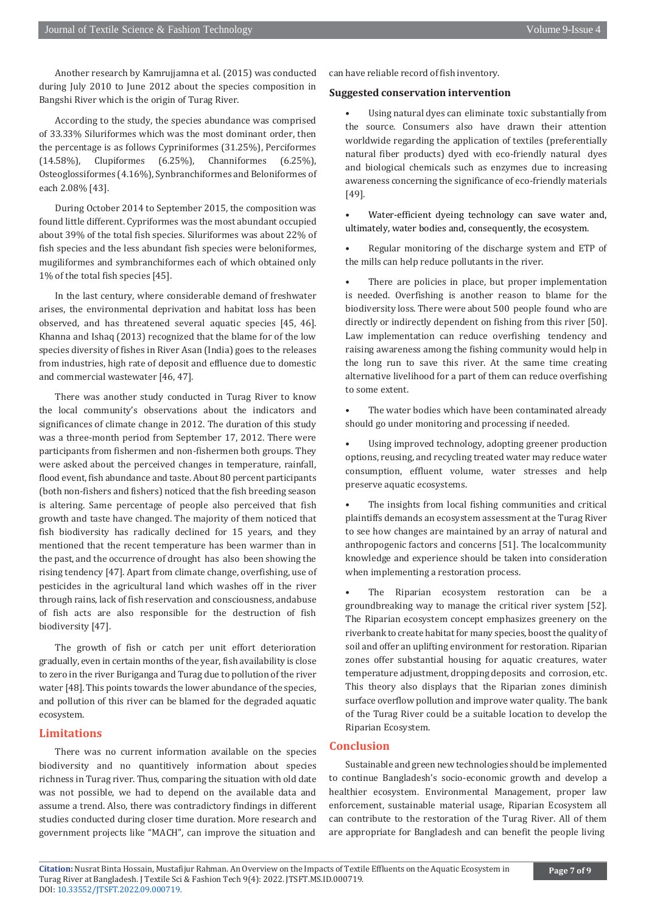Another research by Kamrujjamna et al. (2015) was conducted during July 2010 to June 2012 about the species composition in Bangshi River which is the origin of Turag River.

According to the study, the species abundance was comprised of 33.33% Siluriformes which was the most dominant order, then the percentage is as follows Cypriniformes (31.25%), Perciformes (14.58%), Clupiformes (6.25%), Channiformes (6.25%), Osteoglossiformes (4.16%), Synbranchiformes and Beloniformes of each 2.08% [43].

During October 2014 to September 2015, the composition was found little different. Cypriformes was the most abundant occupied about 39% of the total fish species. Siluriformes was about 22% of fish species and the less abundant fish species were beloniformes, mugiliformes and symbranchiformes each of which obtained only 1% of the total fish species [45].

In the last century, where considerable demand of freshwater arises, the environmental deprivation and habitat loss has been observed, and has threatened several aquatic species [45, 46]. Khanna and Ishaq (2013) recognized that the blame for of the low species diversity of fishes in River Asan (India) goes to the releases from industries, high rate of deposit and effluence due to domestic and commercial wastewater [46, 47].

There was another study conducted in Turag River to know the local community's observations about the indicators and significances of climate change in 2012. The duration of this study was a three-month period from September 17, 2012. There were participants from fishermen and non-fishermen both groups. They were asked about the perceived changes in temperature, rainfall, flood event, fish abundance and taste. About 80 percent participants (both non-fishers and fishers) noticed that the fish breeding season is altering. Same percentage of people also perceived that fish growth and taste have changed. The majority of them noticed that fish biodiversity has radically declined for 15 years, and they mentioned that the recent temperature has been warmer than in the past, and the occurrence of drought has also been showing the rising tendency [47]. Apart from climate change, overfishing, use of pesticides in the agricultural land which washes off in the river through rains, lack of fish reservation and consciousness, andabuse of fish acts are also responsible for the destruction of fish biodiversity [47].

The growth of fish or catch per unit effort deterioration gradually, even in certain months of the year, fish availability is close to zero in the river Buriganga and Turag due to pollution of the river water [48]. This points towards the lower abundance of the species, and pollution of this river can be blamed for the degraded aquatic ecosystem.

## Limitations

There was no current information available on the species biodiversity and no quantitively information about species richness in Turag river. Thus, comparing the situation with old date was not possible, we had to depend on the available data and assume a trend. Also, there was contradictory findings in different studies conducted during closer time duration. More research and government projects like "MACH", can improve the situation and can have reliable record of fish inventory.

### Suggested conservation intervention

- Using natural dyes can eliminate toxic substantially from the source. Consumers also have drawn their attention worldwide regarding the application of textiles (preferentially natural fiber products) dyed with eco-friendly natural dyes and biological chemicals such as enzymes due to increasing awareness concerning the significance of eco-friendly materials [49].
- Water-efficient dyeing technology can save water and, ultimately, water bodies and, consequently, the ecosystem.
- Regular monitoring of the discharge system and ETP of the mills can help reduce pollutants in the river.
- There are policies in place, but proper implementation is needed. Overfishing is another reason to blame for the biodiversity loss. There were about 500 people found who are directly or indirectly dependent on fishing from this river [50]. Law implementation can reduce overfishing tendency and raising awareness among the fishing community would help in the long run to save this river. At the same time creating alternative livelihood for a part of them can reduce overfishing to some extent.
- The water bodies which have been contaminated already should go under monitoring and processing if needed.
- Using improved technology, adopting greener production options, reusing, and recycling treated water may reduce water consumption, effluent volume, water stresses and help preserve aquatic ecosystems.
- The insights from local fishing communities and critical plaintiffs demands an ecosystem assessment at the Turag River to see how changes are maintained by an array of natural and anthropogenic factors and concerns [51]. The localcommunity knowledge and experience should be taken into consideration when implementing a restoration process.
- The Riparian ecosystem restoration can be a groundbreaking way to manage the critical river system [52]. The Riparian ecosystem concept emphasizes greenery on the riverbank to create habitat for many species, boost the quality of soil and offer an uplifting environment for restoration. Riparian zones offer substantial housing for aquatic creatures, water temperature adjustment, dropping deposits and corrosion, etc. This theory also displays that the Riparian zones diminish surface overflow pollution and improve water quality. The bank of the Turag River could be a suitable location to develop the Riparian Ecosystem.

## Conclusion

Sustainable and green new technologies should be implemented to continue Bangladesh's socio-economic growth and develop a healthier ecosystem. Environmental Management, proper law enforcement, sustainable material usage, Riparian Ecosystem all can contribute to the restoration of the Turag River. All of them are appropriate for Bangladesh and can benefit the people living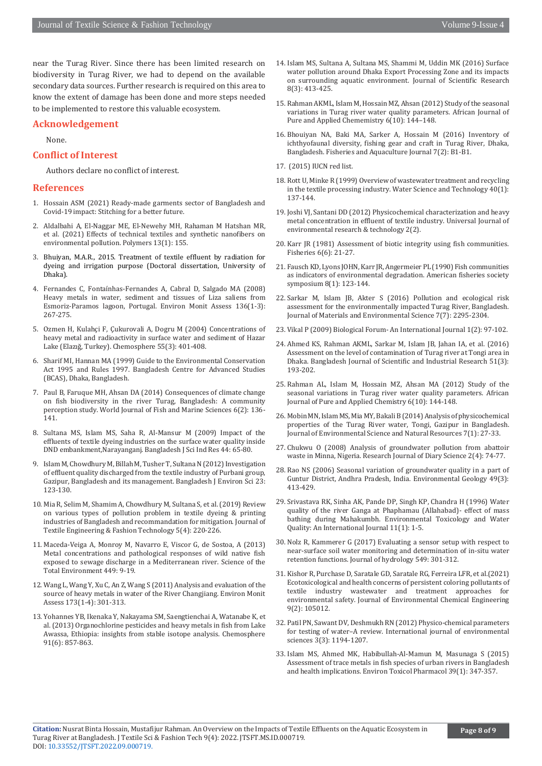near the Turag River. Since there has been limited research on biodiversity in Turag River, we had to depend on the available secondary data sources. Further research is required on this area to know the extent of damage has been done and more steps needed to be implemented to restore this valuable ecosystem.

## Acknowledgement

None.

## Conflict of Interest

Authors declare no conflict of interest.

## References

1. Hossain ASM (2021) Ready-made garments sector of Bangladesh and Covid-19 impact: Stitching for a better future.
2. Aldalbahi A, El-Naggar ME, El-Newehy MH, Rahaman M Hatshan MR, et al. (2021) Effects of technical textiles and synthetic nanofibers on environmental pollution. Polymers 13(1): 155.
3. Bhuiyan, M.A.R., 2015. Treatment of textile effluent by radiation for dyeing and irrigation purpose (Doctoral dissertation, University of Dhaka).
4. Fernandes C, Fontaínhas-Fernandes A, Cabral D, Salgado MA (2008) Heavy metals in water, sediment and tissues of Liza saliens from Esmoriz-Paramos lagoon, Portugal. Environ Monit Assess 136(1-3): 267-275.
5. Ozmen H, Kulahçi F, Çukurovali A, Dogru M (2004) Concentrations of heavy metal and radioactivity in surface water and sediment of Hazar Lake (Elazığ, Turkey). Chemosphere 55(3): 401-408.
6. Sharif MI, Hannan MA (1999) Guide to the Environmental Conservation Act 1995 and Rules 1997. Bangladesh Centre for Advanced Studies (BCAS), Dhaka, Bangladesh.
7. Paul B, Faruque MH, Ahsan DA (2014) Consequences of climate change on fish biodiversity in the river Turag, Bangladesh: A community perception study. World Journal of Fish and Marine Sciences 6(2): 136-141.
8. Sultana MS, Islam MS, Saha R, Al-Mansur M (2009) Impact of the effluents of textile dyeing industries on the surface water quality inside DND embankment,Narayanganj. Bangladesh J Sci Ind Res 44: 65-80.
9. Islam M, Chowdhury M, Billah M, Tusher T, Sultana N (2012) Investigation of effluent quality discharged from the textile industry of Purbani group, Gazipur, Bangladesh and its management. Bangladesh J Environ Sci 23: 123-130.
10. Mia R, Selim M, Shamim A, Chowdhury M, Sultana S, et al. (2019) Review on various types of pollution problem in textile dyeing & printing industries of Bangladesh and recommandation for mitigation. Journal of Textile Engineering & Fashion Technology 5(4): 220-226.
11. Maceda-Veiga A, Monroy M, Navarro E, Viscor G, de Sostoa, A (2013) Metal concentrations and pathological responses of wild native fish exposed to sewage discharge in a Mediterranean river. Science of the Total Environment 449: 9-19.
12. Wang L, Wang Y, Xu C, An Z, Wang S (2011) Analysis and evaluation of the source of heavy metals in water of the River Changjiang. Environ Monit Assess 173(1-4): 301-313.
13. Yohannes YB, Ikenaka Y, Nakayama SM, Saengtienchai A, Watanabe K, et al. (2013) Organochlorine pesticides and heavy metals in fish from Lake Awassa, Ethiopia: insights from stable isotope analysis. Chemosphere 91(6): 857-863.
14. Islam MS, Sultana A, Sultana MS, Shammi M, Uddin MK (2016) Surface water pollution around Dhaka Export Processing Zone and its impacts on surrounding aquatic environment. Journal of Scientific Research 8(3): 413-425.
15. Rahman AKML, Islam M, Hossain MZ, Ahsan (2012) Study of the seasonal variations in Turag river water quality parameters. African Journal of Pure and Applied Chememistry 6(10): 144–148.
16. Bhouiyan NA, Baki MA, Sarker A, Hossain M (2016) Inventory of ichthyofaunal diversity, fishing gear and craft in Turag River, Dhaka, Bangladesh. Fisheries and Aquaculture Journal 7(2): B1-B1.
17. (2015) IUCN red list.
18. Rott U, Minke R (1999) Overview of wastewater treatment and recycling in the textile processing industry. Water Science and Technology 40(1): 137-144.
19. Joshi VJ, Santani DD (2012) Physicochemical characterization and heavy metal concentration in effluent of textile industry. Universal Journal of environmental research & technology 2(2).
20. Karr JR (1981) Assessment of biotic integrity using fish communities. Fisheries 6(6): 21-27.
21. Fausch KD, Lyons JOHN, Karr JR, Angermeier PL (1990) Fish communities as indicators of environmental degradation. American fisheries society symposium 8(1): 123-144.
22. Sarkar M, Islam JB, Akter S (2016) Pollution and ecological risk assessment for the environmentally impacted Turag River, Bangladesh. Journal of Materials and Environmental Science 7(7): 2295-2304.
23. Vikal P (2009) Biological Forum- An International Journal 1(2): 97-102.
24. Ahmed KS, Rahman AKML, Sarkar M, Islam JB, Jahan IA, et al. (2016) Assessment on the level of contamination of Turag river at Tongi area in Dhaka. Bangladesh Journal of Scientific and Industrial Research 51(3): 193-202.
25. Rahman AL, Islam M, Hossain MZ, Ahsan MA (2012) Study of the seasonal variations in Turag river water quality parameters. African Journal of Pure and Applied Chemistry 6(10): 144-148.
26. Mobin MN, Islam MS, Mia MY, Bakali B (2014) Analysis of physicochemical properties of the Turag River water, Tongi, Gazipur in Bangladesh. Journal of Environmental Science and Natural Resources 7(1): 27-33.
27. Chukwu O (2008) Analysis of groundwater pollution from abattoir waste in Minna, Nigeria. Research Journal of Diary Science 2(4): 74-77.
28. Rao NS (2006) Seasonal variation of groundwater quality in a part of Guntur District, Andhra Pradesh, India. Environmental Geology 49(3): 413-429.
29. Srivastava RK, Sinha AK, Pande DP, Singh KP, Chandra H (1996) Water quality of the river Ganga at Phaphamau (Allahabad)- effect of mass bathing during Mahakumbh. Environmental Toxicology and Water Quality: An International Journal 11(1): 1-5.
30. Nolz R, Kammerer G (2017) Evaluating a sensor setup with respect to near-surface soil water monitoring and determination of in-situ water retention functions. Journal of hydrology 549: 301-312.
31. Kishor R, Purchase D, Saratale GD, Saratale RG, Ferreira LFR, et al.(2021) Ecotoxicological and health concerns of persistent coloring pollutants of textile industry wastewater and treatment approaches for environmental safety. Journal of Environmental Chemical Engineering 9(2): 105012.
32. Patil PN, Sawant DV, Deshmukh RN (2012) Physico-chemical parameters for testing of water–A review. International journal of environmental sciences 3(3): 1194-1207.
33. Islam MS, Ahmed MK, Habibullah-Al-Mamun M, Masunaga S (2015) Assessment of trace metals in fish species of urban rivers in Bangladesh and health implications. Environ Toxicol Pharmacol 39(1): 347-357.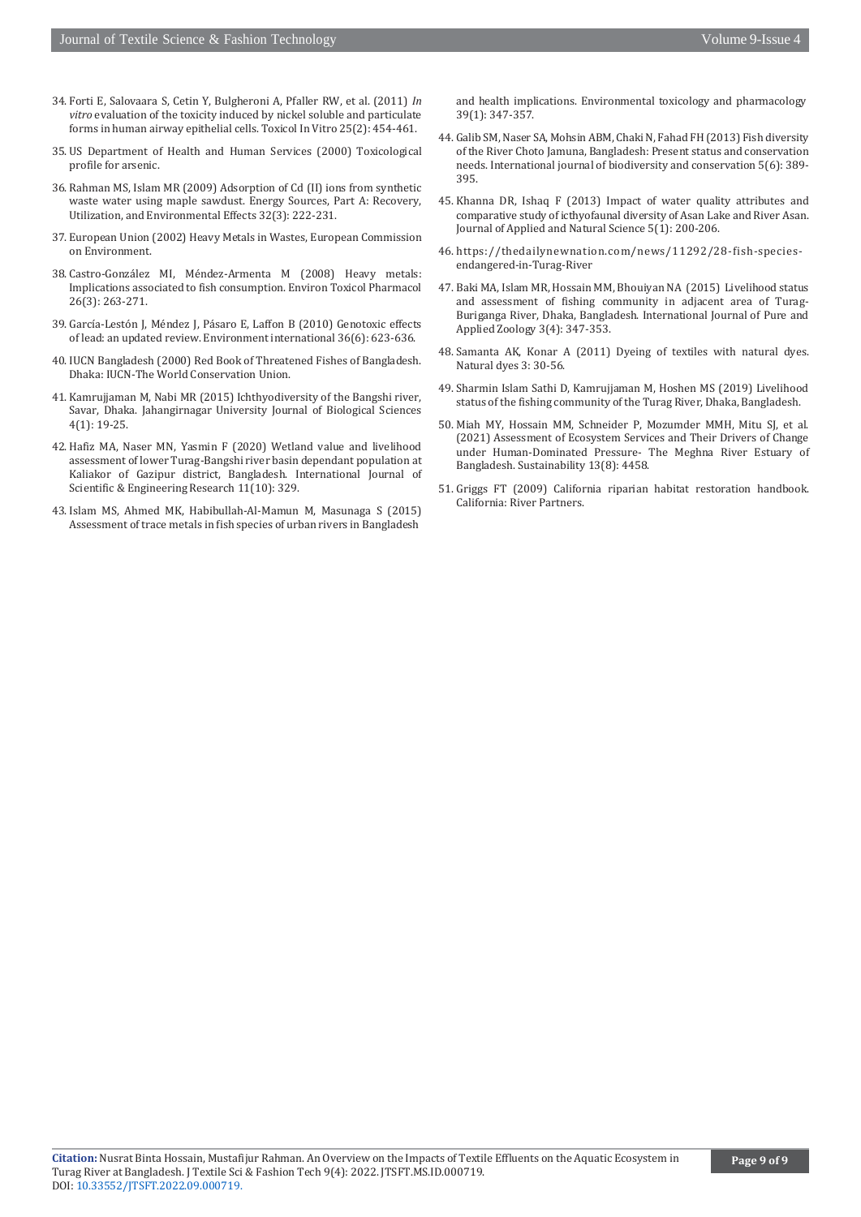34. Forti E, Salovaara S, Cetin Y, Bulgheroni A, Pfaller RW, et al. (2011) *In vitro* evaluation of the toxicity induced by nickel soluble and particulate forms in human airway epithelial cells. Toxicol In Vitro 25(2): 454-461.

35. US Department of Health and Human Services (2000) Toxicological profile for arsenic.

36. Rahman MS, Islam MR (2009) Adsorption of Cd (II) ions from synthetic waste water using maple sawdust. Energy Sources, Part A: Recovery, Utilization, and Environmental Effects 32(3): 222-231.

37. European Union (2002) Heavy Metals in Wastes, European Commission on Environment.

38. Castro-González MI, Méndez-Armenta M (2008) Heavy metals: Implications associated to fish consumption. Environ Toxicol Pharmacol 26(3): 263-271.

39. García-Lestón J, Méndez J, Pásaro E, Laffon B (2010) Genotoxic effects of lead: an updated review. Environment international 36(6): 623-636.

40. IUCN Bangladesh (2000) Red Book of Threatened Fishes of Bangladesh. Dhaka: IUCN-The World Conservation Union.

41. Kamrujjaman M, Nabi MR (2015) Ichthyodiversity of the Bangshi river, Savar, Dhaka. Jahangirnagar University Journal of Biological Sciences 4(1): 19-25.

42. Hafiz MA, Naser MN, Yasmin F (2020) Wetland value and livelihood assessment of lower Turag-Bangshi river basin dependant population at Kaliakor of Gazipur district, Bangladesh. International Journal of Scientific & Engineering Research 11(10): 329.

43. Islam MS, Ahmed MK, Habibullah-Al-Mamun M, Masunaga S (2015) Assessment of trace metals in fish species of urban rivers in Bangladesh and health implications. Environmental toxicology and pharmacology 39(1): 347-357.

44. Galib SM, Naser SA, Mohsin ABM, Chaki N, Fahad FH (2013) Fish diversity of the River Choto Jamuna, Bangladesh: Present status and conservation needs. International journal of biodiversity and conservation 5(6): 389-395.

45. Khanna DR, Ishaq F (2013) Impact of water quality attributes and comparative study of icthyofaunal diversity of Asan Lake and River Asan. Journal of Applied and Natural Science 5(1): 200-206.

46. https://thedailynewnation.com/news/11292/28-fish-species-endangered-in-Turag-River

47. Baki MA, Islam MR, Hossain MM, Bhouiyan NA (2015) Livelihood status and assessment of fishing community in adjacent area of Turag-Buriganga River, Dhaka, Bangladesh. International Journal of Pure and Applied Zoology 3(4): 347-353.

48. Samanta AK, Konar A (2011) Dyeing of textiles with natural dyes. Natural dyes 3: 30-56.

49. Sharmin Islam Sathi D, Kamrujjaman M, Hoshen MS (2019) Livelihood status of the fishing community of the Turag River, Dhaka, Bangladesh.

50. Miah MY, Hossain MM, Schneider P, Mozumder MMH, Mitu SJ, et al. (2021) Assessment of Ecosystem Services and Their Drivers of Change under Human-Dominated Pressure- The Meghna River Estuary of Bangladesh. Sustainability 13(8): 4458.

51. Griggs FT (2009) California riparian habitat restoration handbook. California: River Partners.

**Citation:** Nusrat Binta Hossain, Mustafijur Rahman. An Overview on the Impacts of Textile Effluents on the Aquatic Ecosystem in Turag River at Bangladesh. J Textile Sci & Fashion Tech 9(4): 2022. JTSFT.MS.ID.000719. DOI: 10.33552/JTSFT.2022.09.000719.